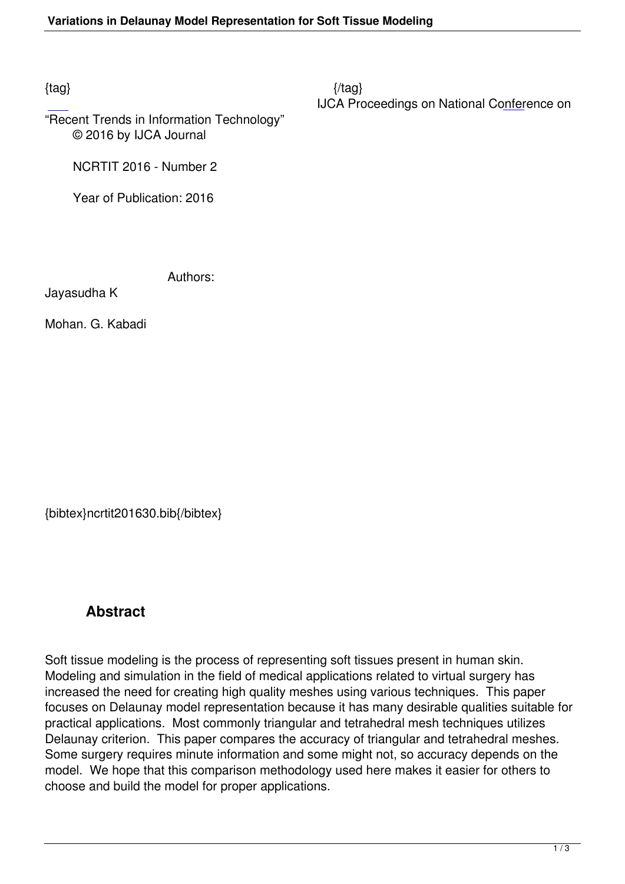{tag} {/tag}

IJCA Proceedings on National Conference on "Recent Trends in Information Technology"

© 2016 by IJCA Journal

NCRTIT 2016 - Number 2

Year of Publication: 2016

Authors:

Jayasudha K

Mohan. G. Kabadi

{bibtex}ncrtit201630.bib{/bibtex}

## Abstract

Soft tissue modeling is the process of representing soft tissues present in human skin. Modeling and simulation in the field of medical applications related to virtual surgery has increased the need for creating high quality meshes using various techniques. This paper focuses on Delaunay model representation because it has many desirable qualities suitable for practical applications. Most commonly triangular and tetrahedral mesh techniques utilizes Delaunay criterion. This paper compares the accuracy of triangular and tetrahedral meshes. Some surgery requires minute information and some might not, so accuracy depends on the model. We hope that this comparison methodology used here makes it easier for others to choose and build the model for proper applications.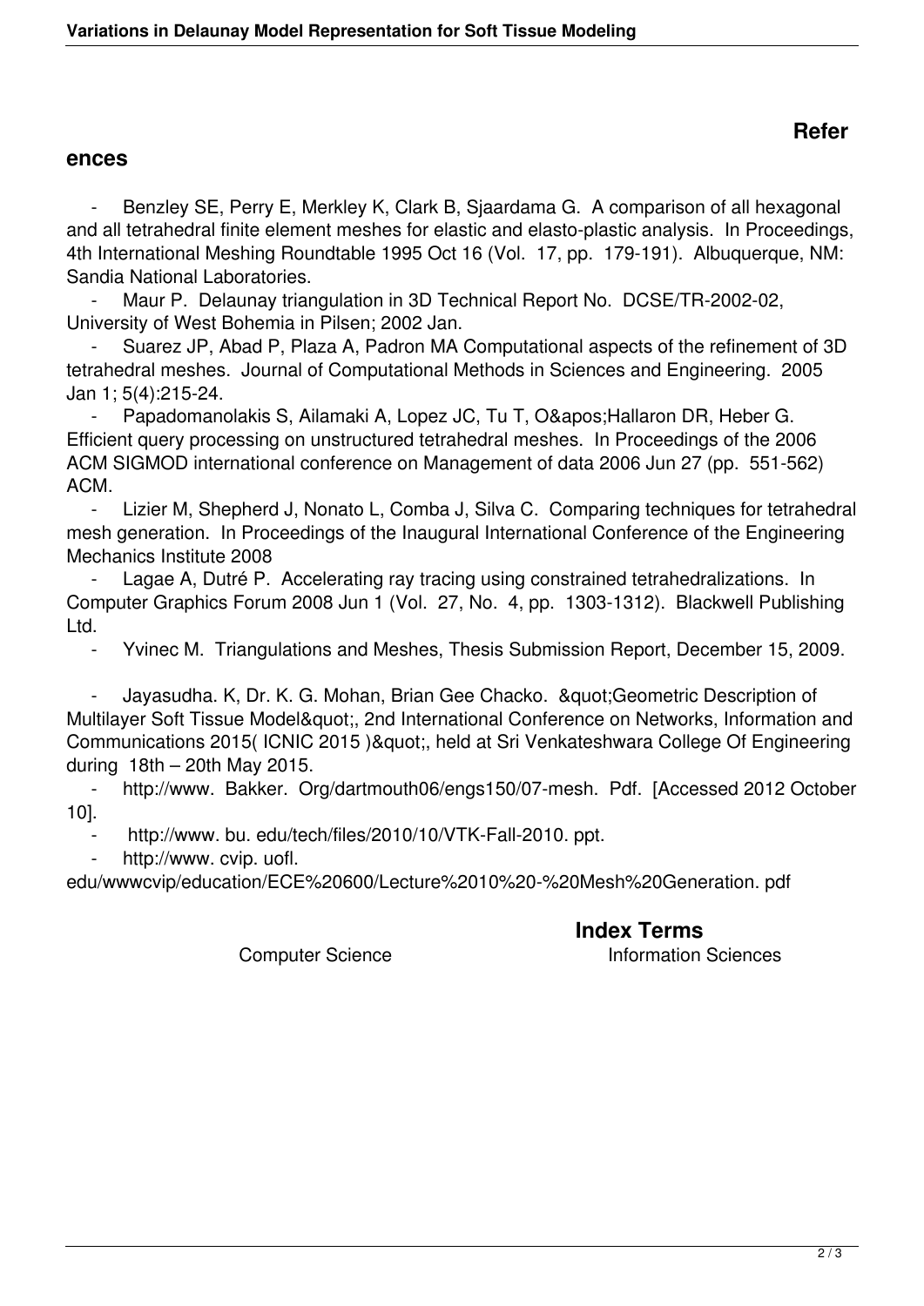## References

- Benzley SE, Perry E, Merkley K, Clark B, Sjaardama G. A comparison of all hexagonal and all tetrahedral finite element meshes for elastic and elasto-plastic analysis. In Proceedings, 4th International Meshing Roundtable 1995 Oct 16 (Vol. 17, pp. 179-191). Albuquerque, NM: Sandia National Laboratories.
- Maur P. Delaunay triangulation in 3D Technical Report No. DCSE/TR-2002-02, University of West Bohemia in Pilsen; 2002 Jan.
- Suarez JP, Abad P, Plaza A, Padron MA Computational aspects of the refinement of 3D tetrahedral meshes. Journal of Computational Methods in Sciences and Engineering. 2005 Jan 1; 5(4):215-24.
- Papadomanolakis S, Ailamaki A, Lopez JC, Tu T, O&apos;Hallaron DR, Heber G. Efficient query processing on unstructured tetrahedral meshes. In Proceedings of the 2006 ACM SIGMOD international conference on Management of data 2006 Jun 27 (pp. 551-562) ACM.
- Lizier M, Shepherd J, Nonato L, Comba J, Silva C. Comparing techniques for tetrahedral mesh generation. In Proceedings of the Inaugural International Conference of the Engineering Mechanics Institute 2008
- Lagae A, Dutré P. Accelerating ray tracing using constrained tetrahedralizations. In Computer Graphics Forum 2008 Jun 1 (Vol. 27, No. 4, pp. 1303-1312). Blackwell Publishing Ltd.
- Yvinec M. Triangulations and Meshes, Thesis Submission Report, December 15, 2009.
- Jayasudha. K, Dr. K. G. Mohan, Brian Gee Chacko. &quot;Geometric Description of Multilayer Soft Tissue Model&quot;, 2nd International Conference on Networks, Information and Communications 2015( ICNIC 2015 )&quot;, held at Sri Venkateshwara College Of Engineering during 18th – 20th May 2015.
- http://www. Bakker. Org/dartmouth06/engs150/07-mesh. Pdf. [Accessed 2012 October 10].
- http://www. bu. edu/tech/files/2010/10/VTK-Fall-2010. ppt.
- http://www. cvip. uofl. edu/wwwcvip/education/ECE%20600/Lecture%2010%20-%20Mesh%20Generation. pdf

## Index Terms

Computer Science Information Sciences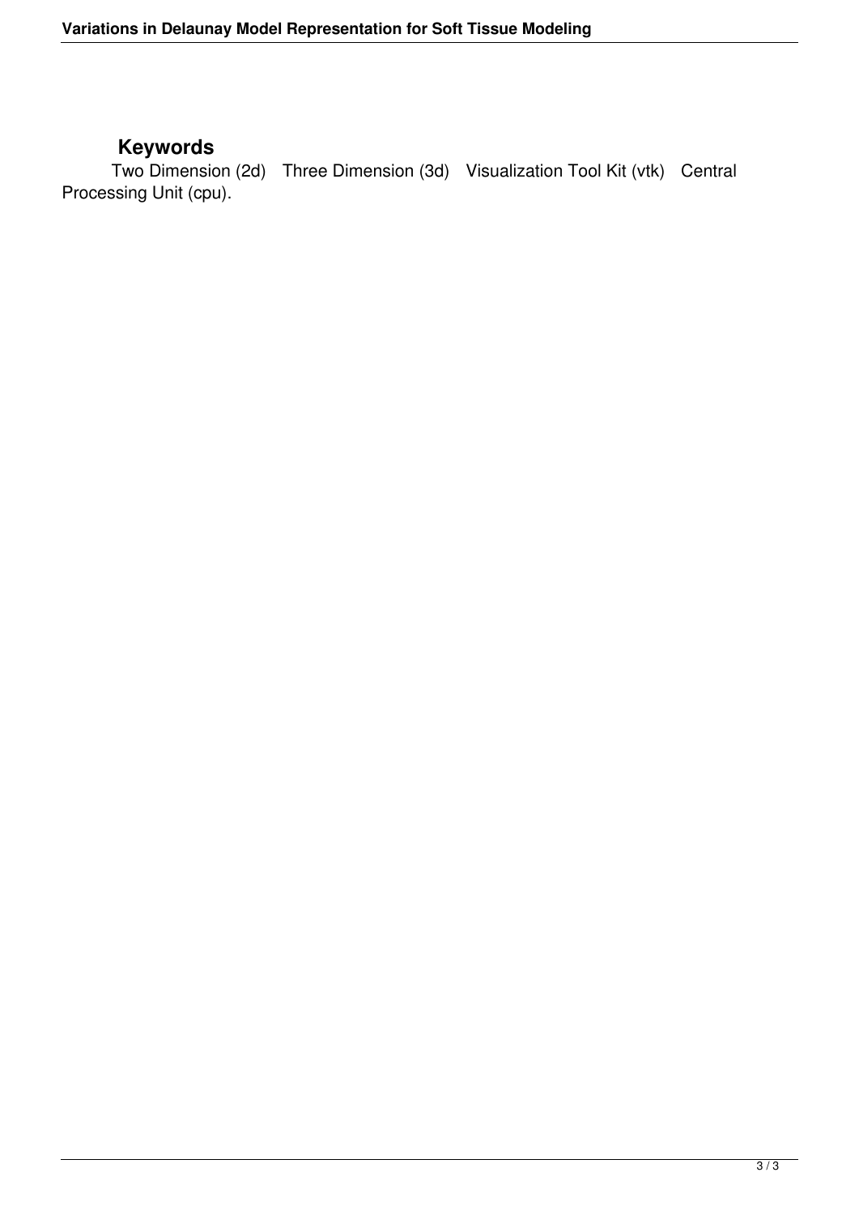## Keywords

Two Dimension (2d) Three Dimension (3d) Visualization Tool Kit (vtk) Central Processing Unit (cpu).